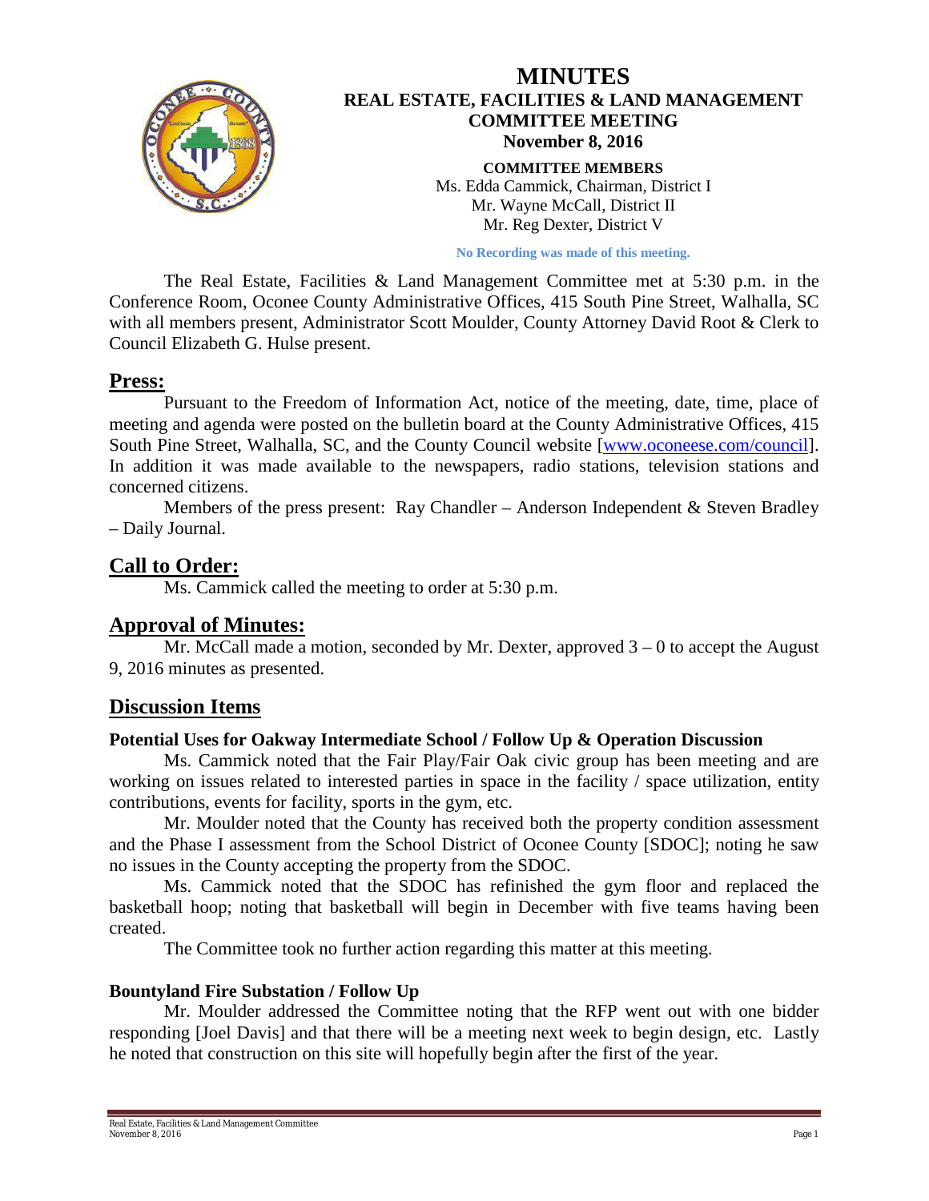# MINUTES

## REAL ESTATE, FACILITIES & LAND MANAGEMENT COMMITTEE MEETING

### November 8, 2016

**COMMITTEE MEMBERS**

Ms. Edda Cammick, Chairman, District I
Mr. Wayne McCall, District II
Mr. Reg Dexter, District V

**No Recording was made of this meeting.**

The Real Estate, Facilities & Land Management Committee met at 5:30 p.m. in the Conference Room, Oconee County Administrative Offices, 415 South Pine Street, Walhalla, SC with all members present, Administrator Scott Moulder, County Attorney David Root & Clerk to Council Elizabeth G. Hulse present.

## Press:

Pursuant to the Freedom of Information Act, notice of the meeting, date, time, place of meeting and agenda were posted on the bulletin board at the County Administrative Offices, 415 South Pine Street, Walhalla, SC, and the County Council website [www.oconeese.com/council]. In addition it was made available to the newspapers, radio stations, television stations and concerned citizens.

Members of the press present: Ray Chandler – Anderson Independent & Steven Bradley – Daily Journal.

## Call to Order:

Ms. Cammick called the meeting to order at 5:30 p.m.

## Approval of Minutes:

Mr. McCall made a motion, seconded by Mr. Dexter, approved 3 – 0 to accept the August 9, 2016 minutes as presented.

## Discussion Items

**Potential Uses for Oakway Intermediate School / Follow Up & Operation Discussion**

Ms. Cammick noted that the Fair Play/Fair Oak civic group has been meeting and are working on issues related to interested parties in space in the facility / space utilization, entity contributions, events for facility, sports in the gym, etc.

Mr. Moulder noted that the County has received both the property condition assessment and the Phase I assessment from the School District of Oconee County [SDOC]; noting he saw no issues in the County accepting the property from the SDOC.

Ms. Cammick noted that the SDOC has refinished the gym floor and replaced the basketball hoop; noting that basketball will begin in December with five teams having been created.

The Committee took no further action regarding this matter at this meeting.

**Bountyland Fire Substation / Follow Up**

Mr. Moulder addressed the Committee noting that the RFP went out with one bidder responding [Joel Davis] and that there will be a meeting next week to begin design, etc. Lastly he noted that construction on this site will hopefully begin after the first of the year.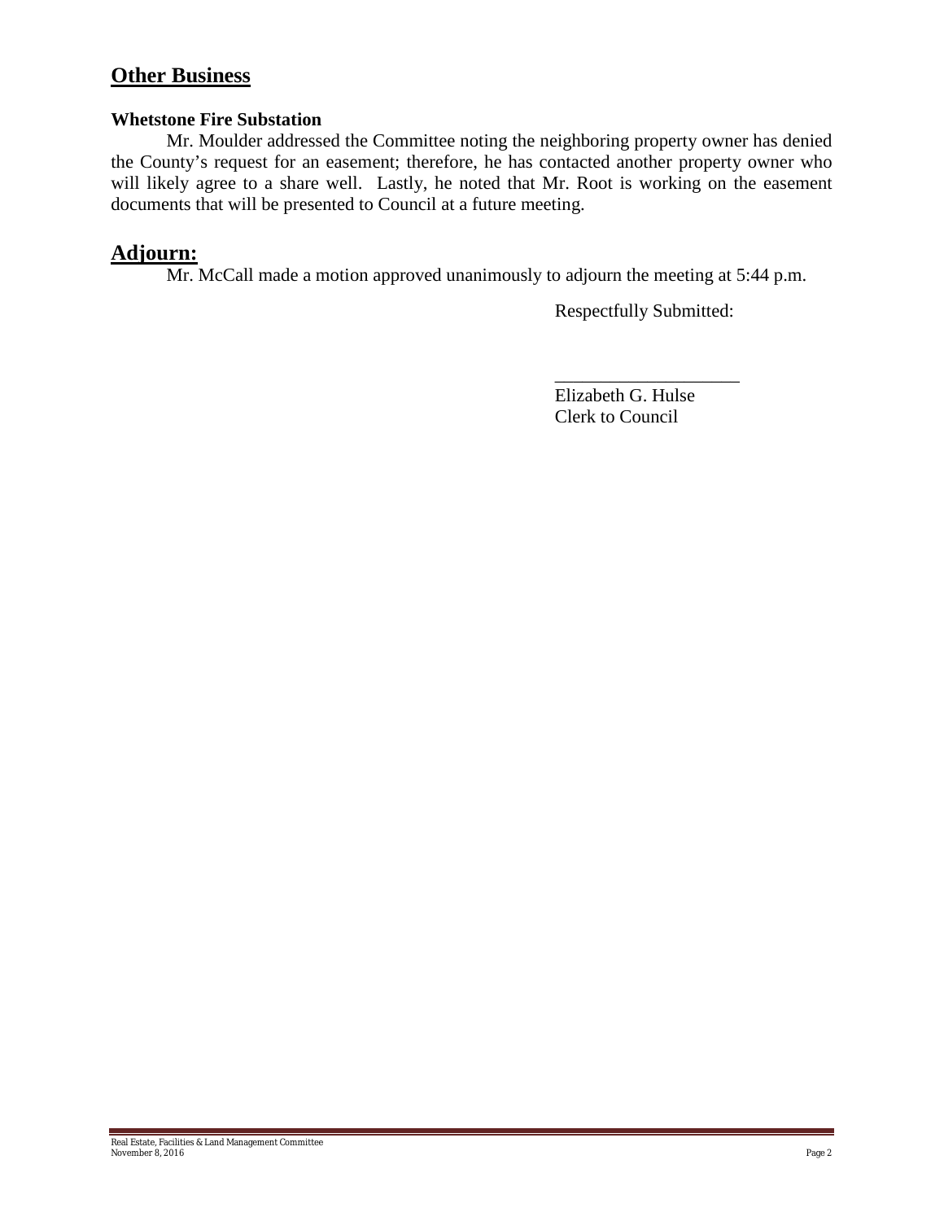## Other Business

**Whetstone Fire Substation**

Mr. Moulder addressed the Committee noting the neighboring property owner has denied the County's request for an easement; therefore, he has contacted another property owner who will likely agree to a share well. Lastly, he noted that Mr. Root is working on the easement documents that will be presented to Council at a future meeting.

## Adjourn:

Mr. McCall made a motion approved unanimously to adjourn the meeting at 5:44 p.m.

Respectfully Submitted:

\_\_\_\_\_\_\_\_\_\_\_\_\_\_\_\_\_\_\_\_

Elizabeth G. Hulse
Clerk to Council